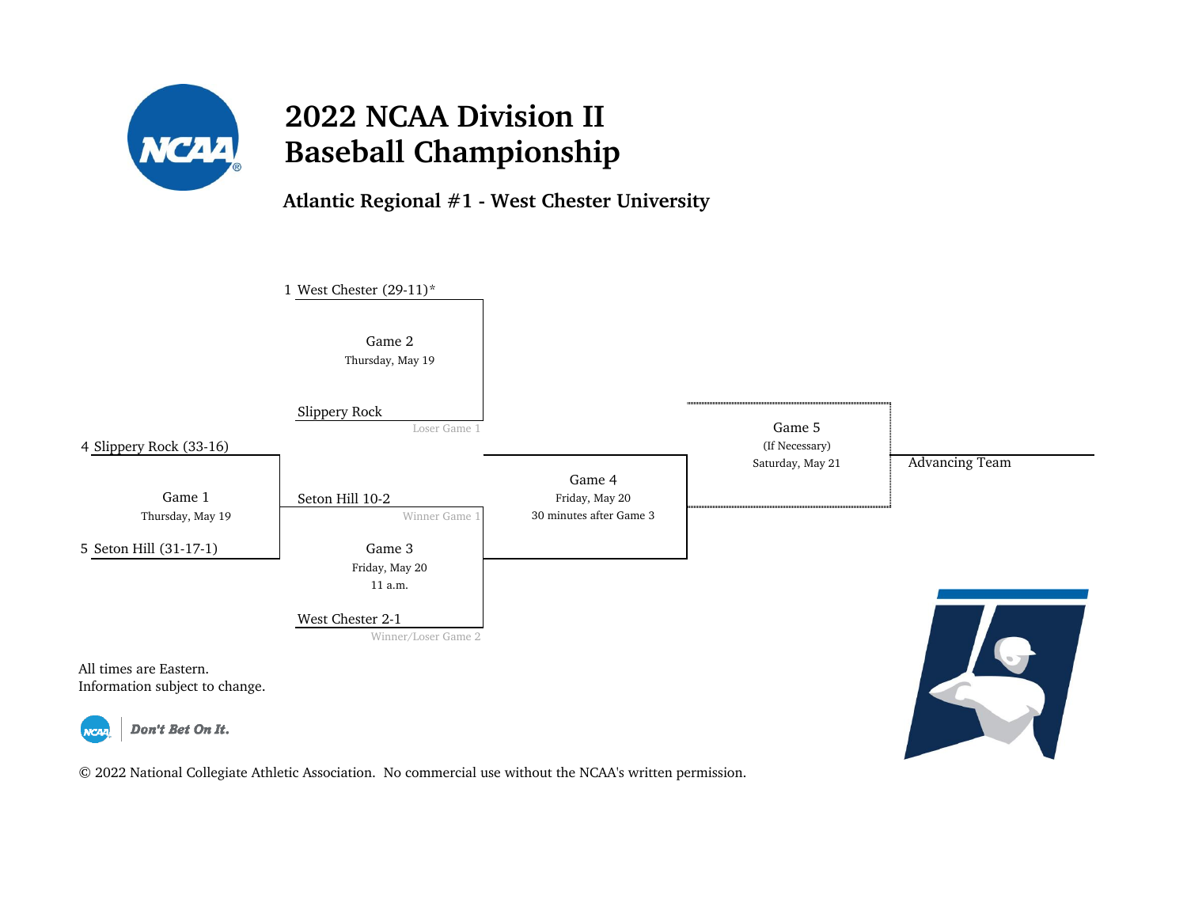# 2022 NCAA Division II Baseball Championship

## Atlantic Regional #1 - West Chester University

1 West Chester (29-11)*

Game 2
Thursday, May 19

Slippery Rock
Loser Game 1

4 Slippery Rock (33-16)

Game 1
Thursday, May 19

5 Seton Hill (31-17-1)

Seton Hill 10-2
Winner Game 1

Game 3
Friday, May 20
11 a.m.

West Chester 2-1
Winner/Loser Game 2

Game 4
Friday, May 20
30 minutes after Game 3

Game 5
(If Necessary)
Saturday, May 21

Advancing Team

All times are Eastern.
Information subject to change.

Don't Bet On It.

© 2022 National Collegiate Athletic Association. No commercial use without the NCAA's written permission.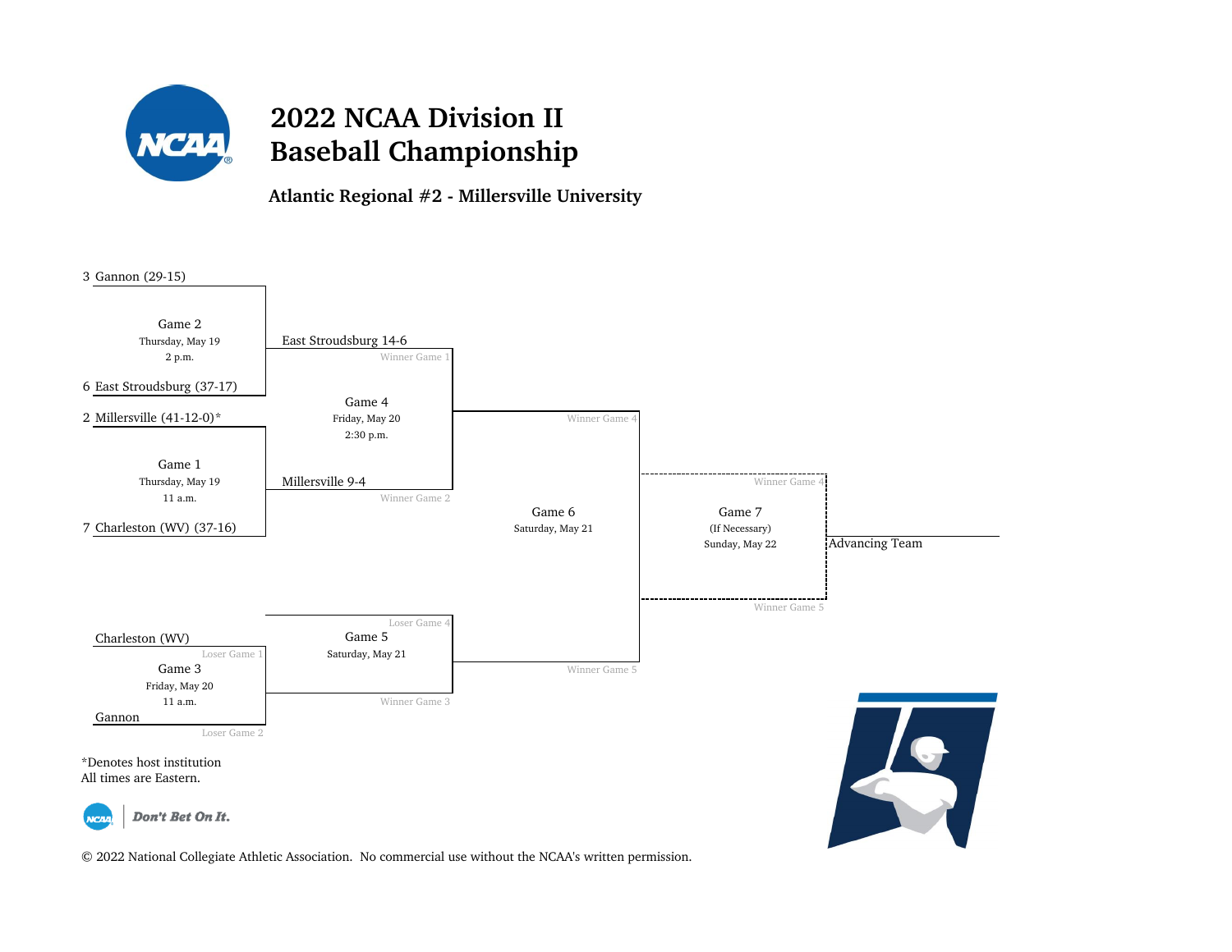# 2022 NCAA Division II Baseball Championship

## Atlantic Regional #2 - Millersville University

3 Gannon (29-15)

Game 2
Thursday, May 19
2 p.m.

6 East Stroudsburg (37-17)

East Stroudsburg 14-6
Winner Game 1

2 Millersville (41-12-0)*

Game 1
Thursday, May 19
11 a.m.

7 Charleston (WV) (37-16)

Millersville 9-4
Winner Game 2

Game 4
Friday, May 20
2:30 p.m.

Winner Game 4

Game 6
Saturday, May 21

Winner Game 4

Game 7
(If Necessary)
Sunday, May 22

Winner Game 5

Advancing Team

Charleston (WV)
Loser Game 1

Game 3
Friday, May 20
11 a.m.

Gannon
Loser Game 2

Loser Game 4

Game 5
Saturday, May 21

Winner Game 3

Winner Game 5

*Denotes host institution
All times are Eastern.

*Don't Bet On It.*

© 2022 National Collegiate Athletic Association. No commercial use without the NCAA's written permission.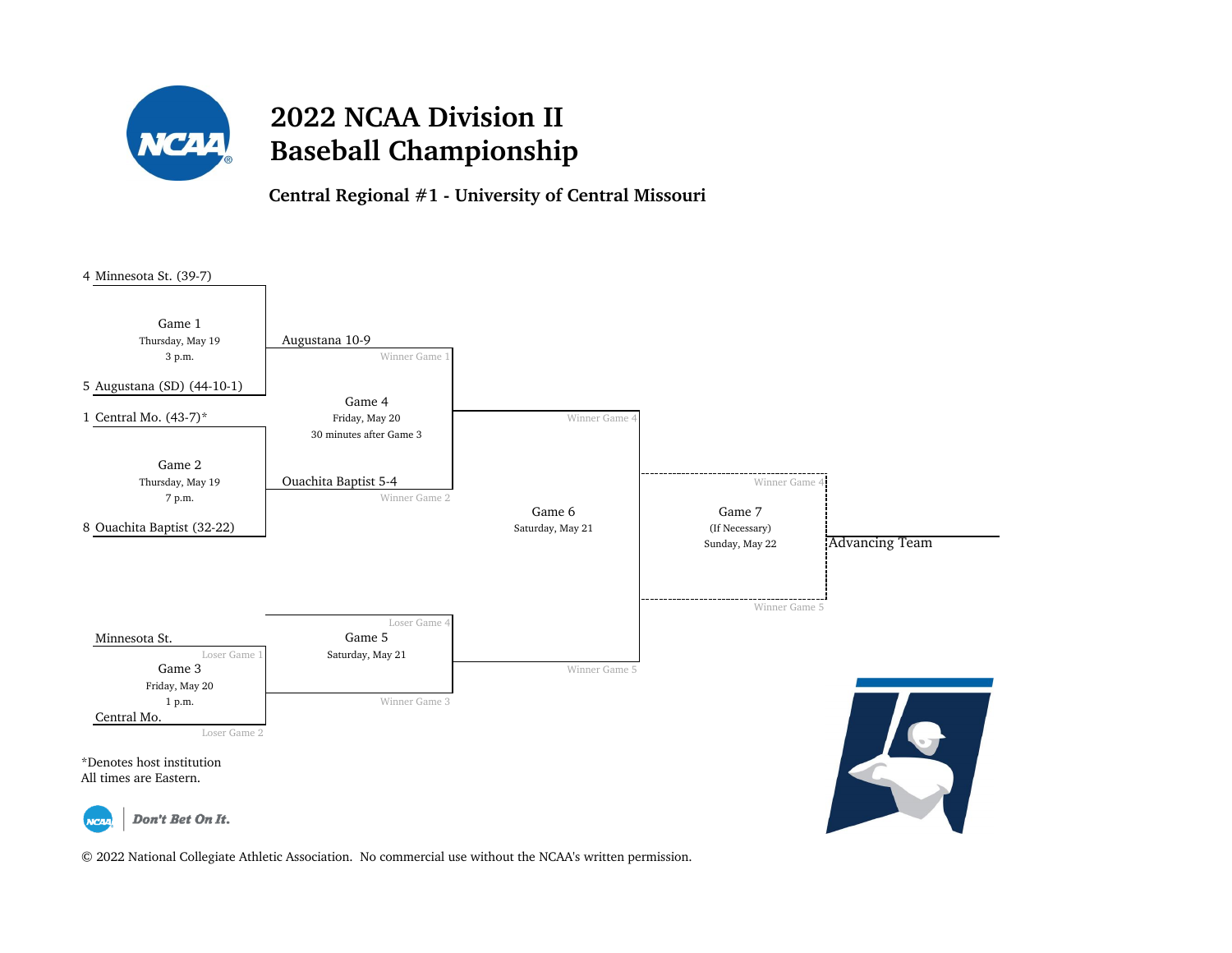# 2022 NCAA Division II Baseball Championship

**Central Regional #1 - University of Central Missouri**

4 Minnesota St. (39-7)

Game 1
Thursday, May 19
3 p.m.

5 Augustana (SD) (44-10-1)

Augustana 10-9
Winner Game 1

1 Central Mo. (43-7)*

Game 2
Thursday, May 19
7 p.m.

8 Ouachita Baptist (32-22)

Ouachita Baptist 5-4
Winner Game 2

Game 4
Friday, May 20
30 minutes after Game 3

Winner Game 4

Game 6
Saturday, May 21

Winner Game 4

Game 7
(If Necessary)
Sunday, May 22

Winner Game 5

Advancing Team

Minnesota St.
Loser Game 1

Game 3
Friday, May 20
1 p.m.

Central Mo.
Loser Game 2

Loser Game 4

Game 5
Saturday, May 21

Winner Game 3

Winner Game 5

*Denotes host institution
All times are Eastern.

*Don't Bet On It.*

© 2022 National Collegiate Athletic Association. No commercial use without the NCAA's written permission.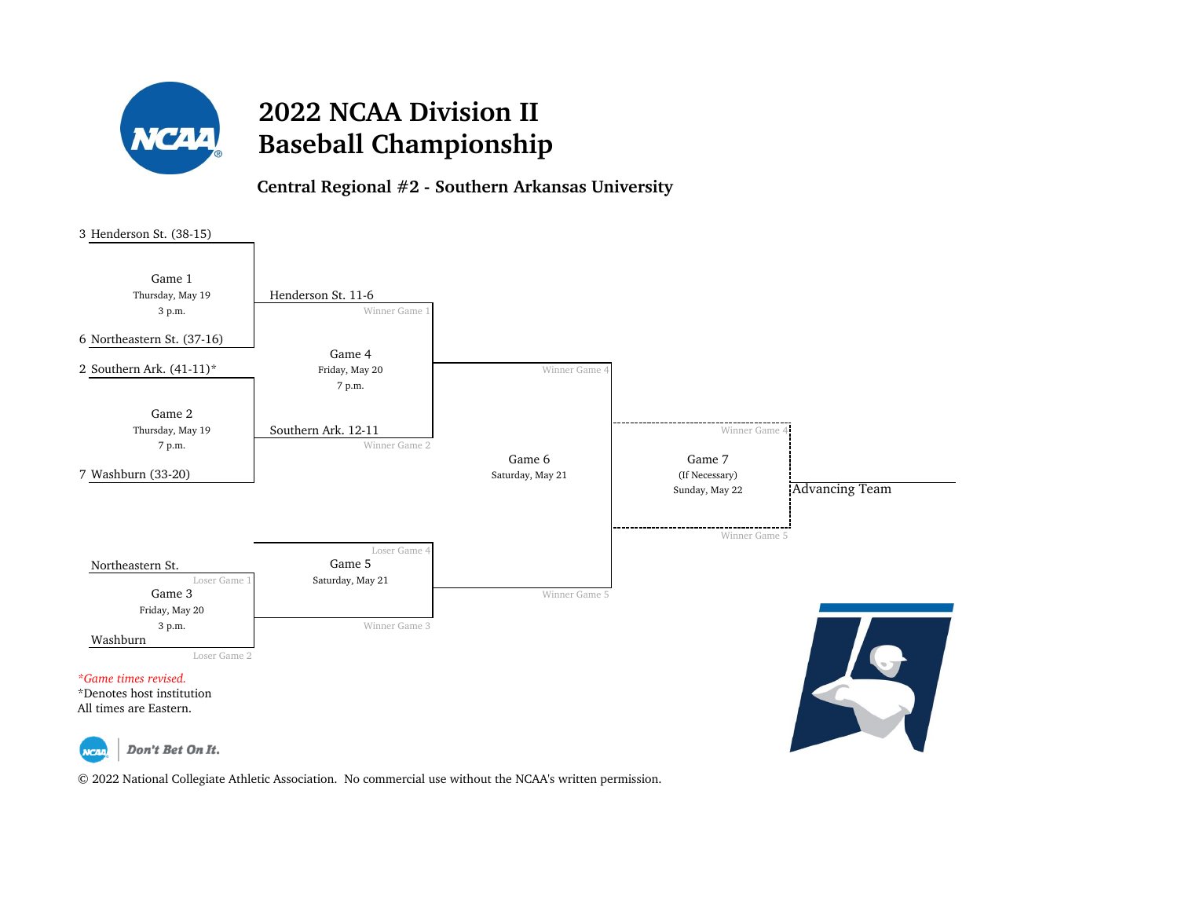# 2022 NCAA Division II Baseball Championship

## Central Regional #2 - Southern Arkansas University

3 Henderson St. (38-15)

Game 1
Thursday, May 19
3 p.m.

6 Northeastern St. (37-16)

Henderson St. 11-6
Winner Game 1

2 Southern Ark. (41-11)*

Game 2
Thursday, May 19
7 p.m.

7 Washburn (33-20)

Southern Ark. 12-11
Winner Game 2

Game 4
Friday, May 20
7 p.m.

Winner Game 4

Game 6
Saturday, May 21

Winner Game 5

Game 7
(If Necessary)
Sunday, May 22

Winner Game 4

Winner Game 5

Advancing Team

Northeastern St.
Loser Game 1

Game 3
Friday, May 20
3 p.m.

Washburn
Loser Game 2

Loser Game 4

Game 5
Saturday, May 21

Winner Game 3

*Game times revised.*
*Denotes host institution
All times are Eastern.

Don't Bet On It.

© 2022 National Collegiate Athletic Association. No commercial use without the NCAA's written permission.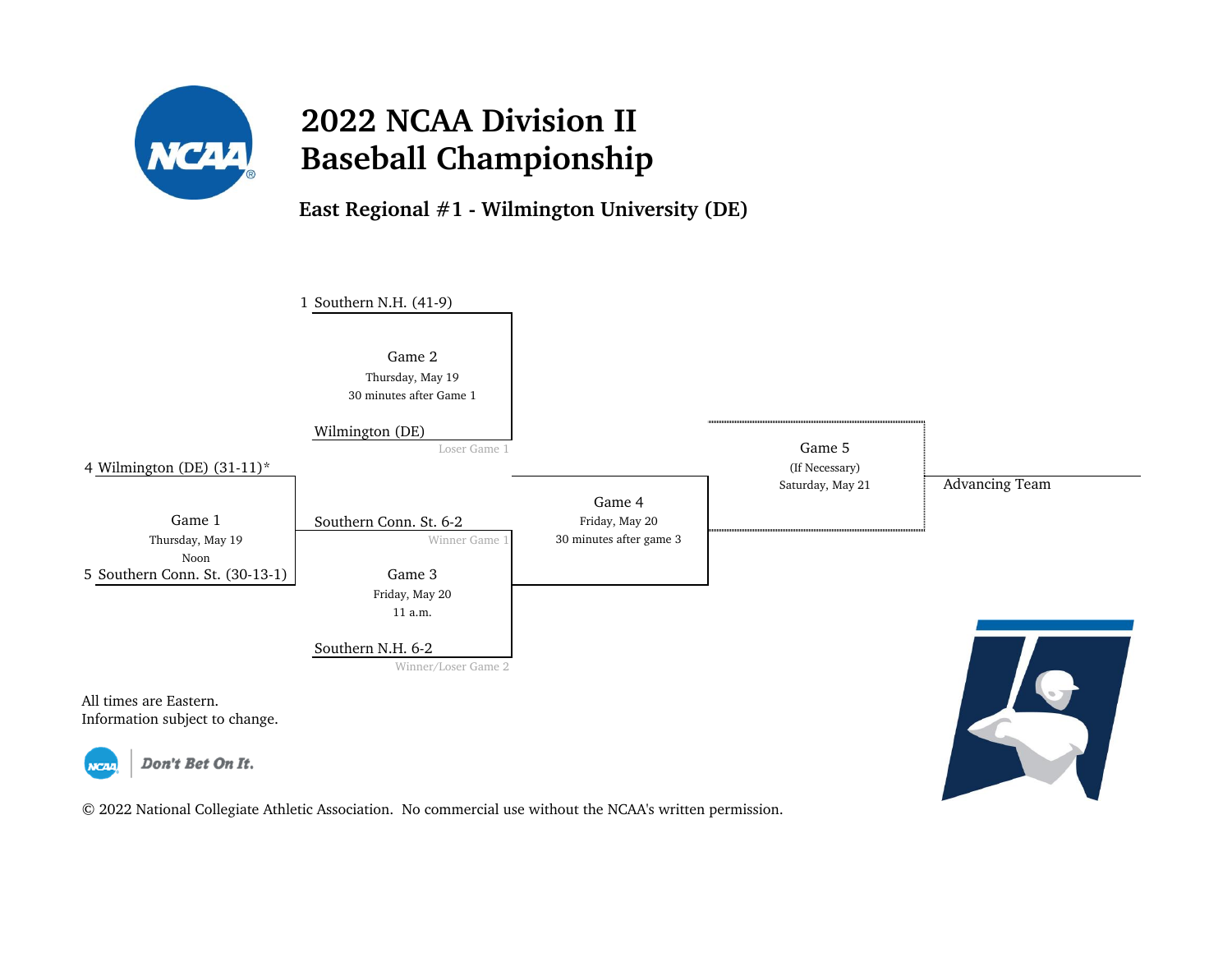# 2022 NCAA Division II Baseball Championship

## East Regional #1 - Wilmington University (DE)

1 Southern N.H. (41-9)

**Game 2**
Thursday, May 19
30 minutes after Game 1

Wilmington (DE)
Loser Game 1

4 Wilmington (DE) (31-11)*

**Game 1**
Thursday, May 19
Noon

5 Southern Conn. St. (30-13-1)

Southern Conn. St. 6-2
Winner Game 1

**Game 3**
Friday, May 20
11 a.m.

Southern N.H. 6-2
Winner/Loser Game 2

**Game 4**
Friday, May 20
30 minutes after game 3

**Game 5**
(If Necessary)
Saturday, May 21

Advancing Team

All times are Eastern.
Information subject to change.

Don't Bet On It.

© 2022 National Collegiate Athletic Association. No commercial use without the NCAA's written permission.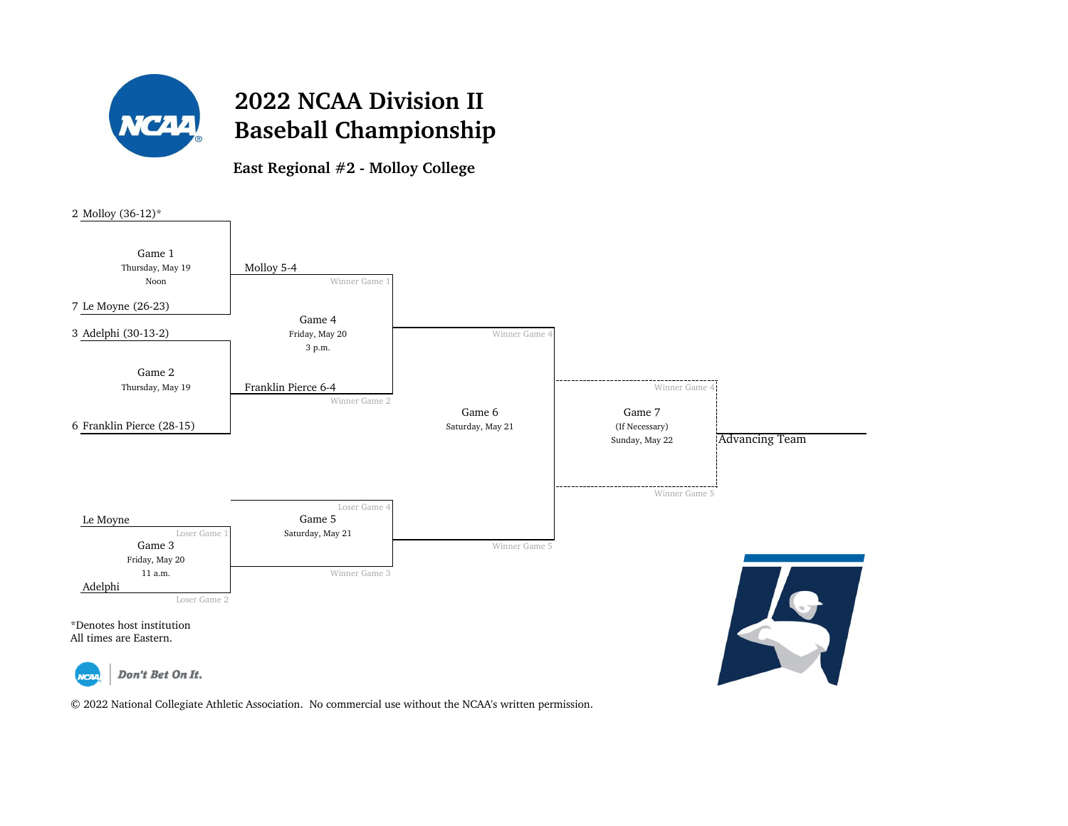# 2022 NCAA Division II Baseball Championship

## East Regional #2 - Molloy College

**Game 1** — Thursday, May 19, Noon
- 2 Molloy (36-12)*
- 7 Le Moyne (26-23)

Winner Game 1: Molloy 5-4

**Game 2** — Thursday, May 19
- 3 Adelphi (30-13-2)
- 6 Franklin Pierce (28-15)

Winner Game 2: Franklin Pierce 6-4

**Game 3** — Friday, May 20, 11 a.m.
- Loser Game 1: Le Moyne
- Loser Game 2: Adelphi

**Game 4** — Friday, May 20, 3 p.m.
- Winner Game 1: Molloy 5-4
- Winner Game 2: Franklin Pierce 6-4

**Game 5** — Saturday, May 21
- Loser Game 4
- Winner Game 3

**Game 6** — Saturday, May 21
- Winner Game 4
- Winner Game 5

**Game 7** (If Necessary) — Sunday, May 22
- Winner Game 4
- Winner Game 5

Advancing Team

*Denotes host institution
All times are Eastern.

Don't Bet On It.

© 2022 National Collegiate Athletic Association. No commercial use without the NCAA's written permission.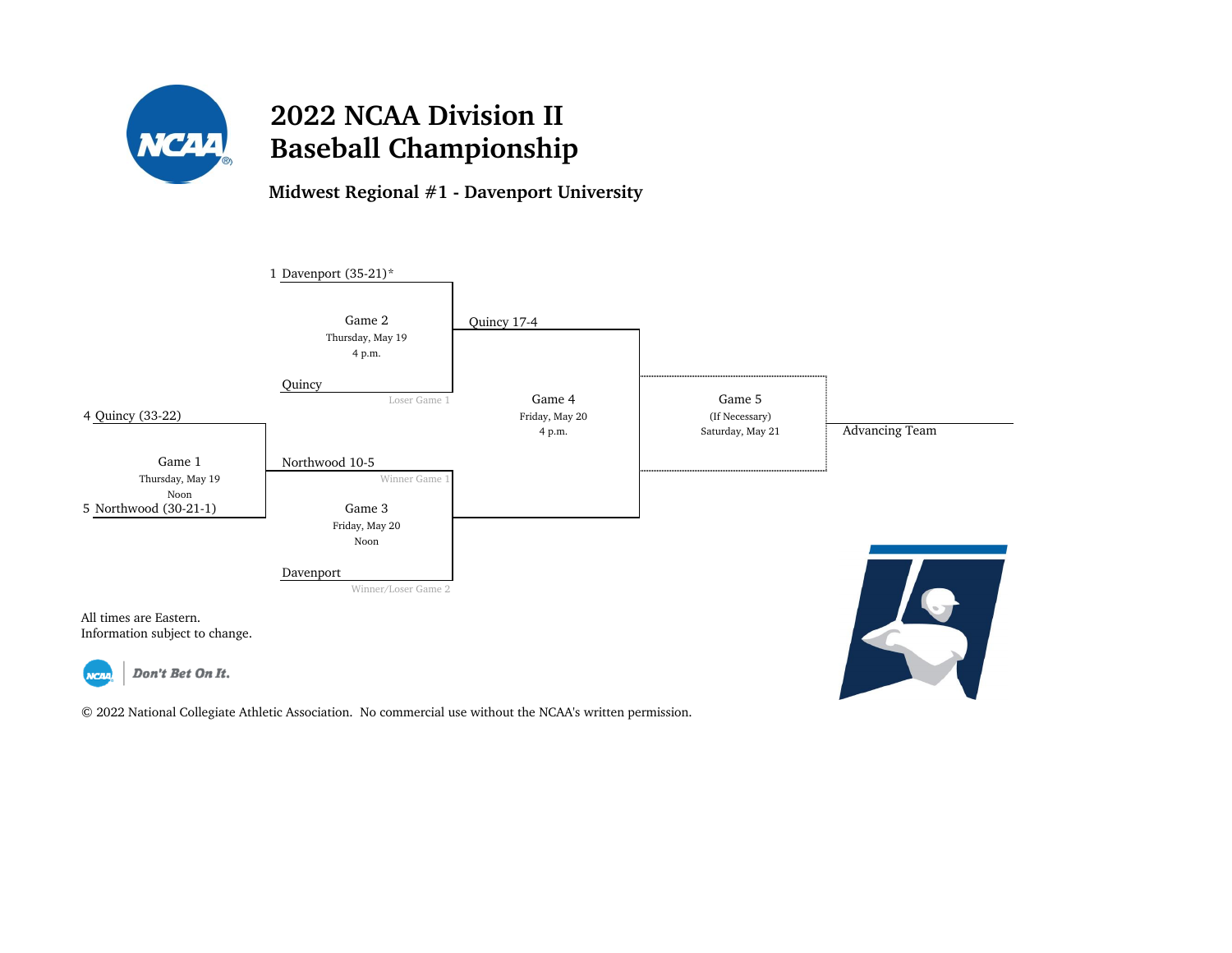# 2022 NCAA Division II Baseball Championship

## Midwest Regional #1 - Davenport University

**Game 1** — Thursday, May 19, Noon
- 4 Quincy (33-22)
- 5 Northwood (30-21-1)

**Game 2** — Thursday, May 19, 4 p.m.
- 1 Davenport (35-21)*
- Quincy (Loser Game 1)

**Game 3** — Friday, May 20, Noon
- Northwood 10-5 (Winner Game 1)
- Davenport (Winner/Loser Game 2)

**Game 4** — Friday, May 20, 4 p.m.
- Quincy 17-4

**Game 5** — (If Necessary) Saturday, May 21

Advancing Team

All times are Eastern.
Information subject to change.

*Don't Bet On It.*

© 2022 National Collegiate Athletic Association. No commercial use without the NCAA's written permission.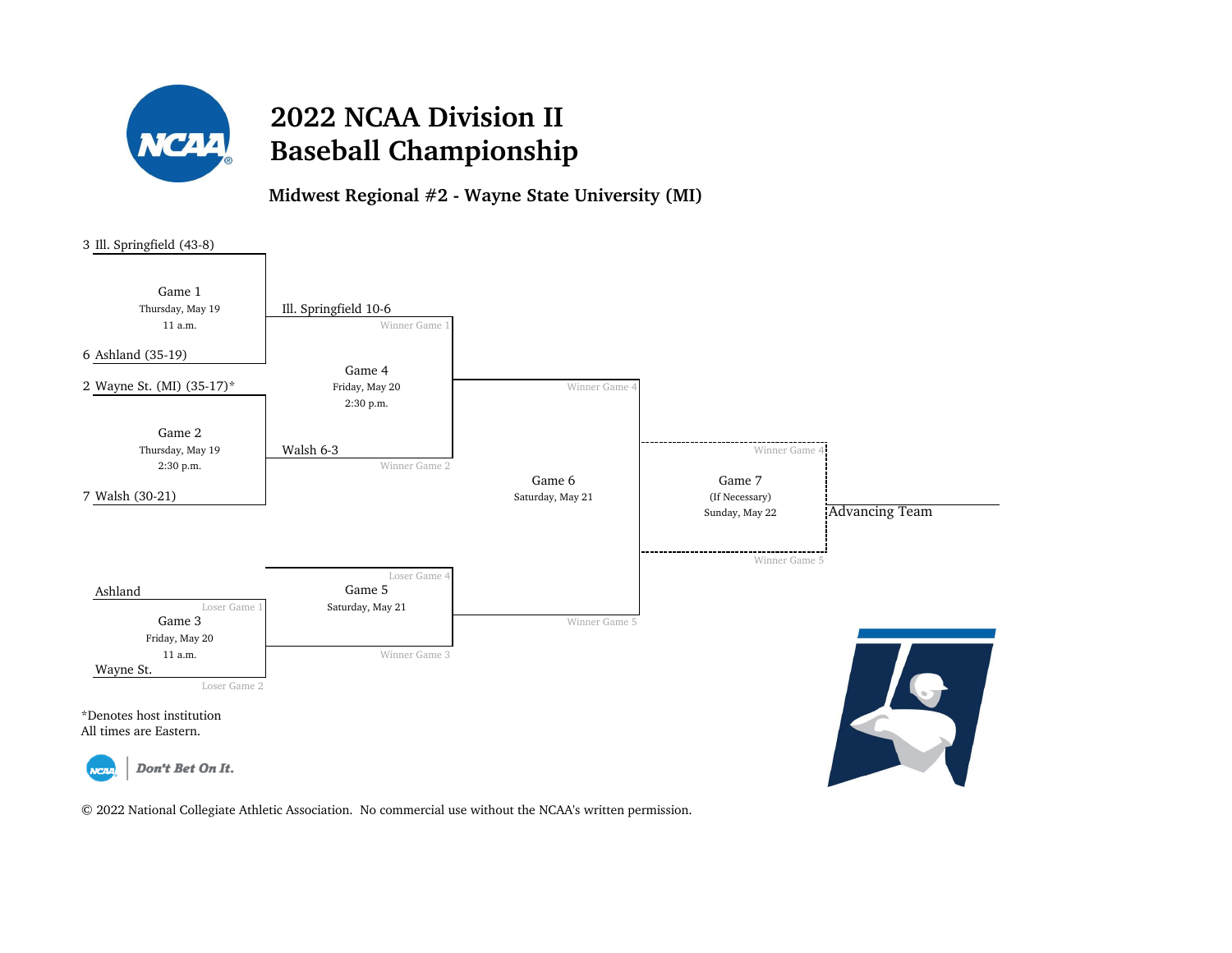# 2022 NCAA Division II Baseball Championship

## Midwest Regional #2 - Wayne State University (MI)

3 Ill. Springfield (43-8)

Game 1
Thursday, May 19
11 a.m.

6 Ashland (35-19)

Ill. Springfield 10-6
Winner Game 1

2 Wayne St. (MI) (35-17)*

Game 2
Thursday, May 19
2:30 p.m.

7 Walsh (30-21)

Walsh 6-3
Winner Game 2

Game 4
Friday, May 20
2:30 p.m.

Winner Game 4

Ashland
Loser Game 1

Game 3
Friday, May 20
11 a.m.

Wayne St.
Loser Game 2

Loser Game 4

Game 5
Saturday, May 21

Winner Game 3

Winner Game 5

Game 6
Saturday, May 21

Winner Game 4

Game 7
(If Necessary)
Sunday, May 22

Winner Game 5

Advancing Team

*Denotes host institution
All times are Eastern.

Don't Bet On It.

© 2022 National Collegiate Athletic Association. No commercial use without the NCAA's written permission.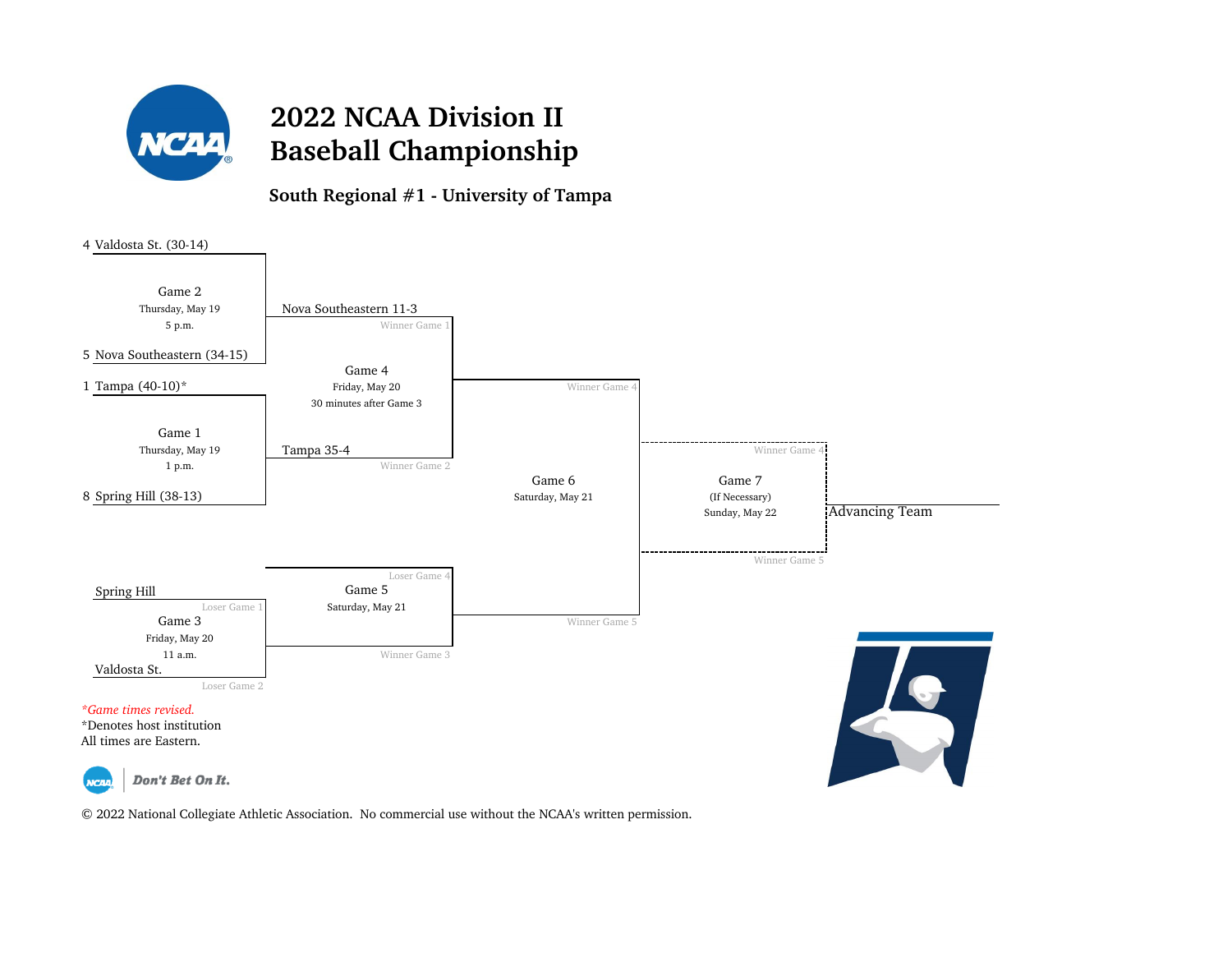# 2022 NCAA Division II Baseball Championship

## South Regional #1 - University of Tampa

4 Valdosta St. (30-14)

Game 2
Thursday, May 19
5 p.m.

5 Nova Southeastern (34-15)

Nova Southeastern 11-3
Winner Game 1

1 Tampa (40-10)*

Game 1
Thursday, May 19
1 p.m.

8 Spring Hill (38-13)

Tampa 35-4
Winner Game 2

Game 4
Friday, May 20
30 minutes after Game 3

Winner Game 4

Game 6
Saturday, May 21

Winner Game 5

Spring Hill
Loser Game 1

Game 3
Friday, May 20
11 a.m.

Valdosta St.
Loser Game 2

Loser Game 4

Game 5
Saturday, May 21

Winner Game 3

Winner Game 4

Game 7
(If Necessary)
Sunday, May 22

Winner Game 5

Advancing Team

*Game times revised.*

*Denotes host institution
All times are Eastern.

Don't Bet On It.

© 2022 National Collegiate Athletic Association. No commercial use without the NCAA's written permission.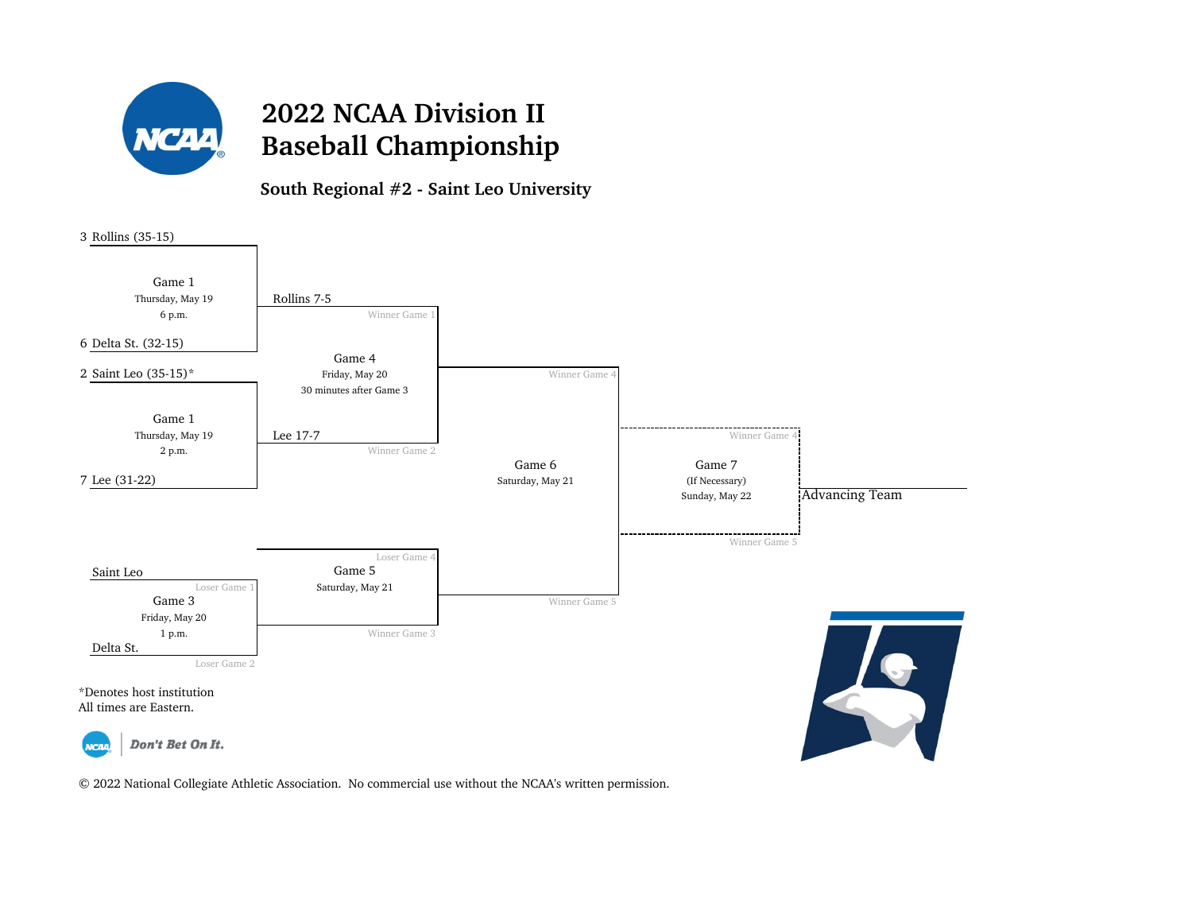# 2022 NCAA Division II Baseball Championship

## South Regional #2 - Saint Leo University

3 Rollins (35-15)

Game 1
Thursday, May 19
6 p.m.

6 Delta St. (32-15)

Rollins 7-5
Winner Game 1

2 Saint Leo (35-15)*

Game 1
Thursday, May 19
2 p.m.

7 Lee (31-22)

Lee 17-7
Winner Game 2

Game 4
Friday, May 20
30 minutes after Game 3

Winner Game 4

Saint Leo
Loser Game 1

Game 3
Friday, May 20
1 p.m.

Delta St.
Loser Game 2

Loser Game 4

Game 5
Saturday, May 21

Winner Game 3

Game 6
Saturday, May 21

Winner Game 5

Winner Game 4

Game 7
(If Necessary)
Sunday, May 22

Winner Game 5

Advancing Team

*Denotes host institution
All times are Eastern.

Don't Bet On It.

© 2022 National Collegiate Athletic Association. No commercial use without the NCAA's written permission.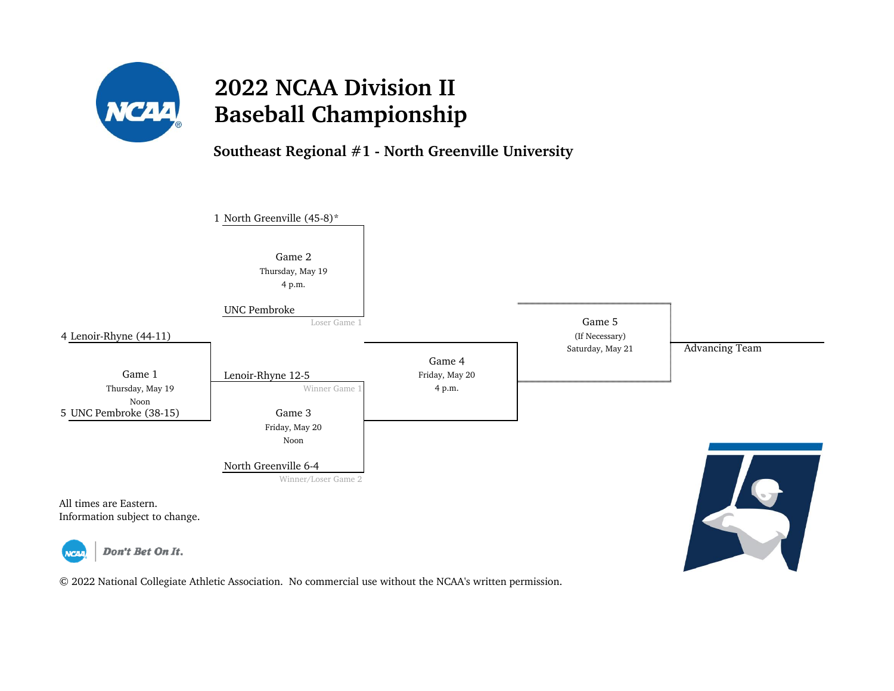# 2022 NCAA Division II Baseball Championship

## Southeast Regional #1 - North Greenville University

1 North Greenville (45-8)*

Game 2
Thursday, May 19
4 p.m.

UNC Pembroke
Loser Game 1

4 Lenoir-Rhyne (44-11)

Game 1
Thursday, May 19
Noon

5 UNC Pembroke (38-15)

Lenoir-Rhyne 12-5
Winner Game 1

Game 3
Friday, May 20
Noon

North Greenville 6-4
Winner/Loser Game 2

Game 4
Friday, May 20
4 p.m.

Game 5
(If Necessary)
Saturday, May 21

Advancing Team

All times are Eastern.
Information subject to change.

Don't Bet On It.

© 2022 National Collegiate Athletic Association. No commercial use without the NCAA's written permission.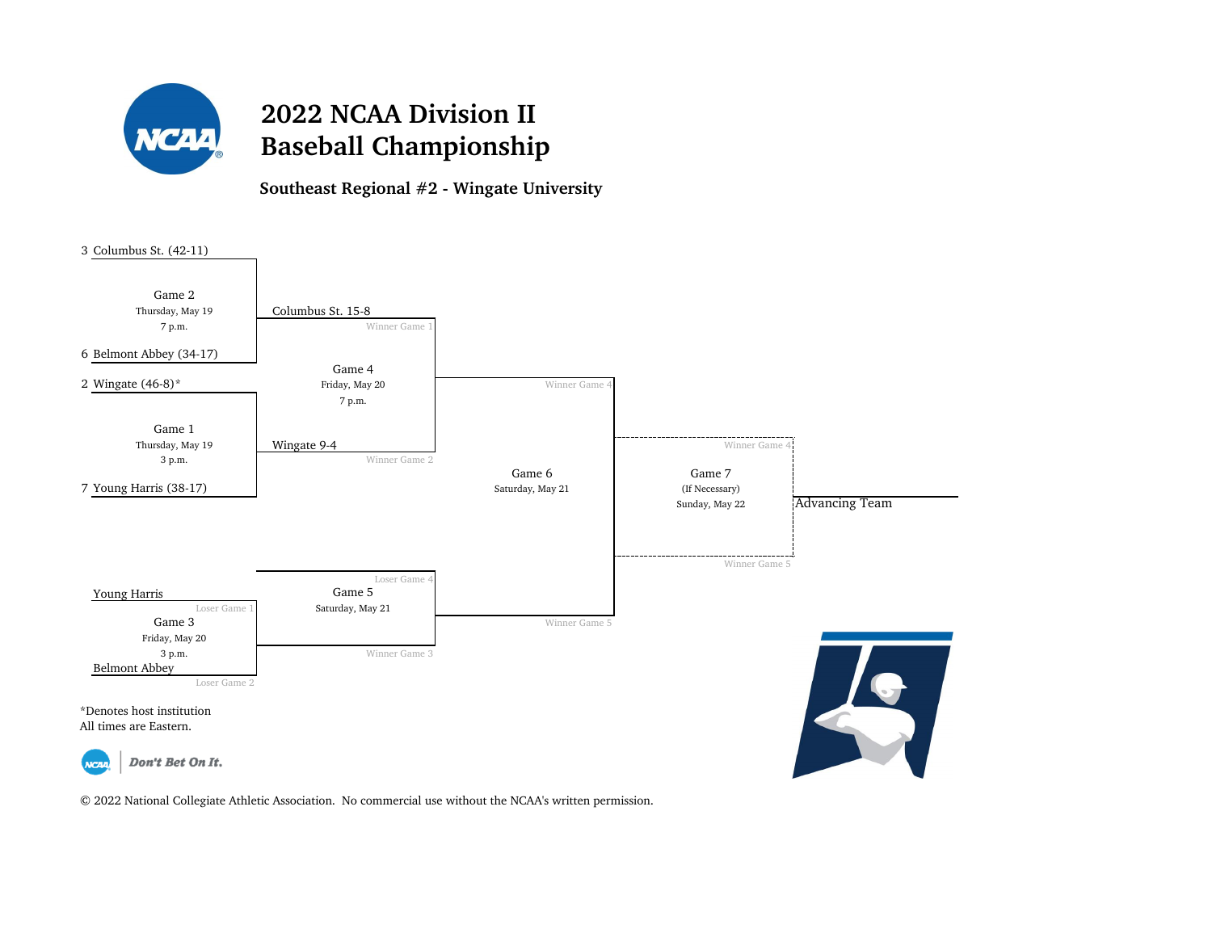# 2022 NCAA Division II Baseball Championship

## Southeast Regional #2 - Wingate University

3 Columbus St. (42-11)

Game 2
Thursday, May 19
7 p.m.

6 Belmont Abbey (34-17)

Columbus St. 15-8
Winner Game 1

Game 4
Friday, May 20
7 p.m.

2 Wingate (46-8)*

Game 1
Thursday, May 19
3 p.m.

7 Young Harris (38-17)

Wingate 9-4
Winner Game 2

Winner Game 4

Game 6
Saturday, May 21

Winner Game 4

Game 7
(If Necessary)
Sunday, May 22

Winner Game 5

Advancing Team

Young Harris
Loser Game 1

Game 3
Friday, May 20
3 p.m.

Belmont Abbey
Loser Game 2

Loser Game 4

Game 5
Saturday, May 21

Winner Game 3

Winner Game 5

*Denotes host institution
All times are Eastern.

Don't Bet On It.

© 2022 National Collegiate Athletic Association. No commercial use without the NCAA's written permission.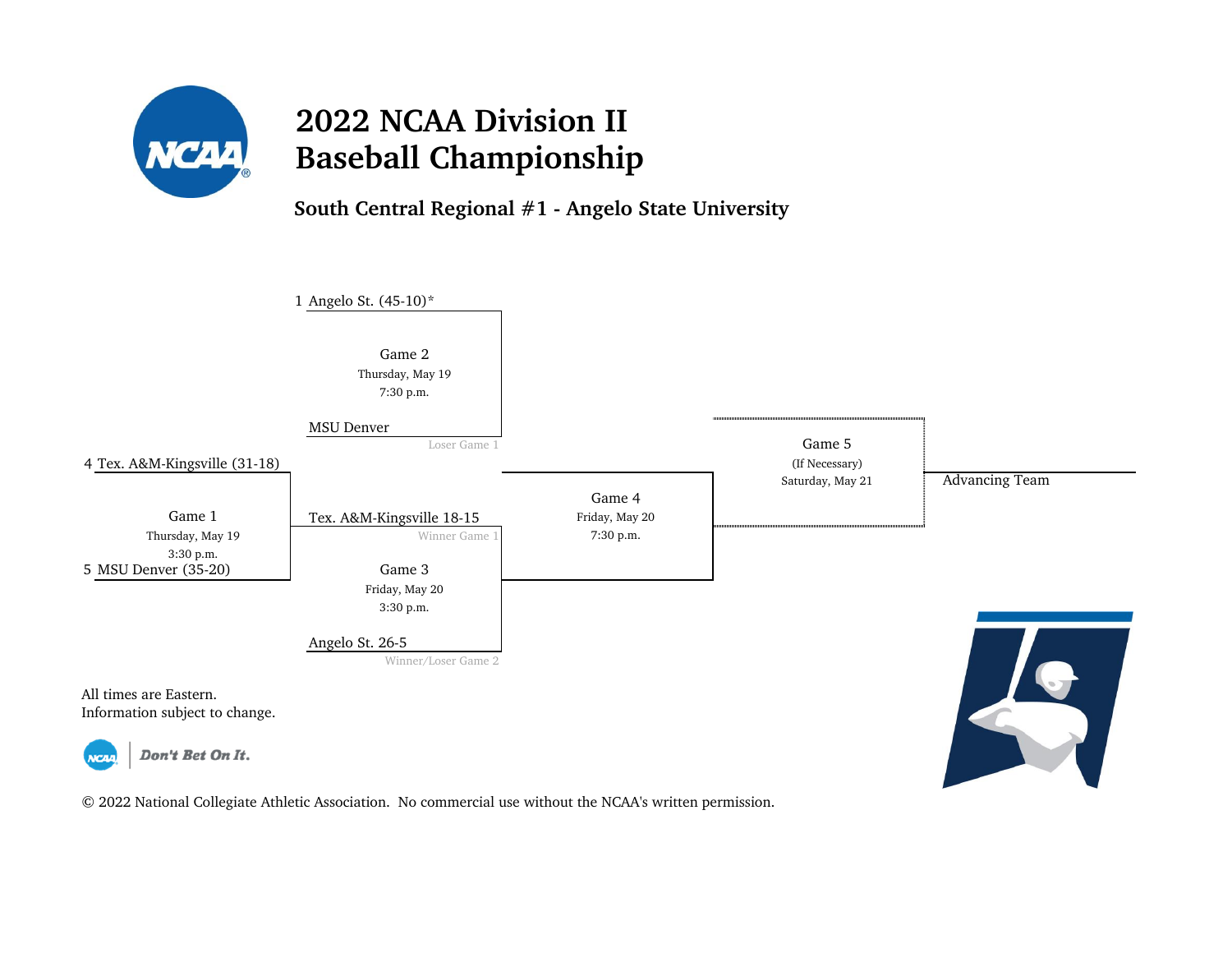# 2022 NCAA Division II Baseball Championship

## South Central Regional #1 - Angelo State University

**Game 1** — Thursday, May 19, 3:30 p.m.
- 4 Tex. A&M-Kingsville (31-18)
- 5 MSU Denver (35-20)

**Game 2** — Thursday, May 19, 7:30 p.m.
- 1 Angelo St. (45-10)*
- MSU Denver (Loser Game 1)

**Game 3** — Friday, May 20, 3:30 p.m.
- Tex. A&M-Kingsville 18-15 (Winner Game 1)
- Angelo St. 26-5 (Winner/Loser Game 2)

**Game 4** — Friday, May 20, 7:30 p.m.

**Game 5** (If Necessary) — Saturday, May 21

Advancing Team

All times are Eastern.
Information subject to change.

*Don't Bet On It.*

© 2022 National Collegiate Athletic Association. No commercial use without the NCAA's written permission.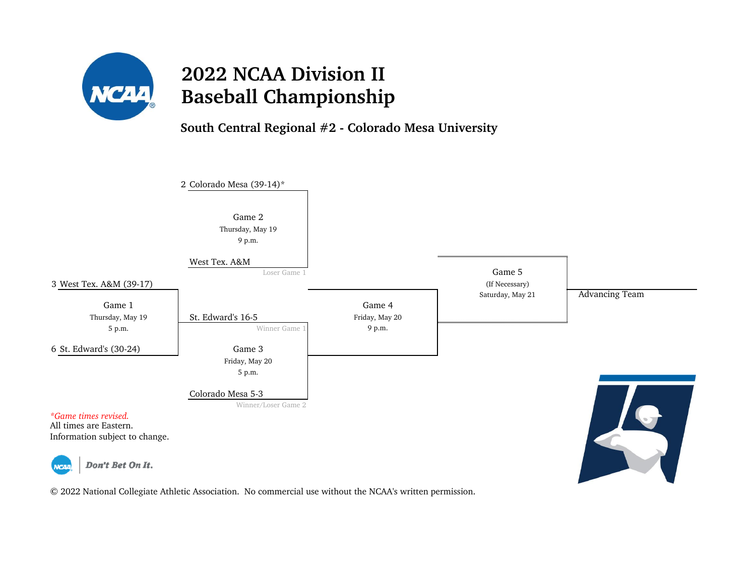# 2022 NCAA Division II Baseball Championship

## South Central Regional #2 - Colorado Mesa University

2 Colorado Mesa (39-14)*

Game 2
Thursday, May 19
9 p.m.

West Tex. A&M
Loser Game 1

3 West Tex. A&M (39-17)

Game 1
Thursday, May 19
5 p.m.

6 St. Edward's (30-24)

St. Edward's 16-5
Winner Game 1

Game 3
Friday, May 20
5 p.m.

Colorado Mesa 5-3
Winner/Loser Game 2

Game 4
Friday, May 20
9 p.m.

Game 5
(If Necessary)
Saturday, May 21

Advancing Team

*Game times revised.*

All times are Eastern.
Information subject to change.

Don't Bet On It.

© 2022 National Collegiate Athletic Association. No commercial use without the NCAA's written permission.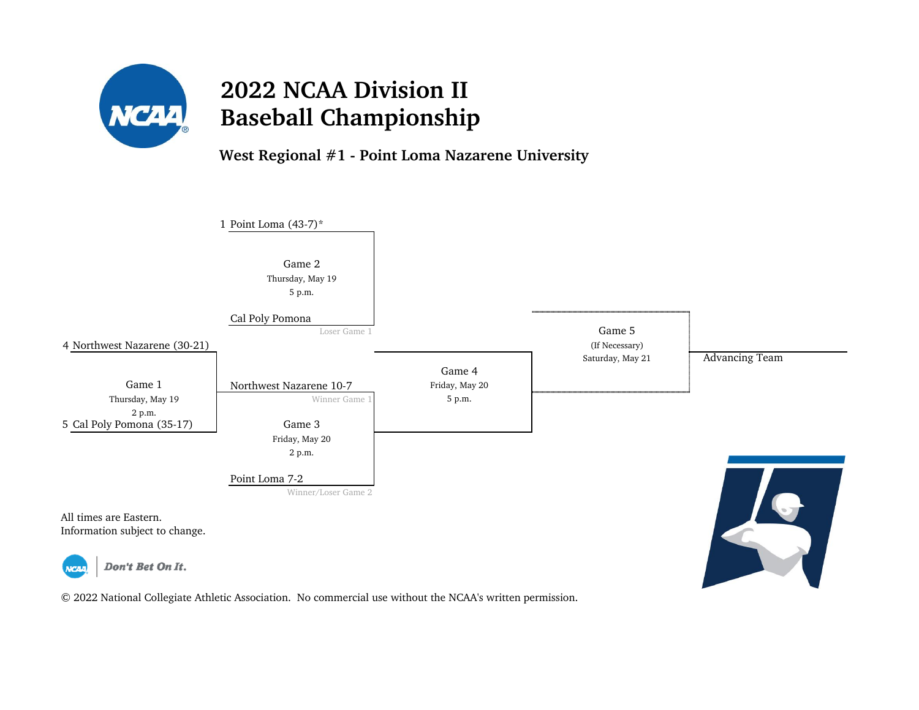# 2022 NCAA Division II Baseball Championship

## West Regional #1 - Point Loma Nazarene University

**Game 1** — Thursday, May 19, 2 p.m.
- 4 Northwest Nazarene (30-21)
- 5 Cal Poly Pomona (35-17)

**Game 2** — Thursday, May 19, 5 p.m.
- 1 Point Loma (43-7)*
- Cal Poly Pomona (Loser Game 1)

**Game 3** — Friday, May 20, 2 p.m.
- Northwest Nazarene 10-7 (Winner Game 1)
- Point Loma 7-2 (Winner/Loser Game 2)

**Game 4** — Friday, May 20, 5 p.m.

**Game 5** — (If Necessary) Saturday, May 21

Advancing Team

All times are Eastern.
Information subject to change.

*Don't Bet On It.*

© 2022 National Collegiate Athletic Association. No commercial use without the NCAA's written permission.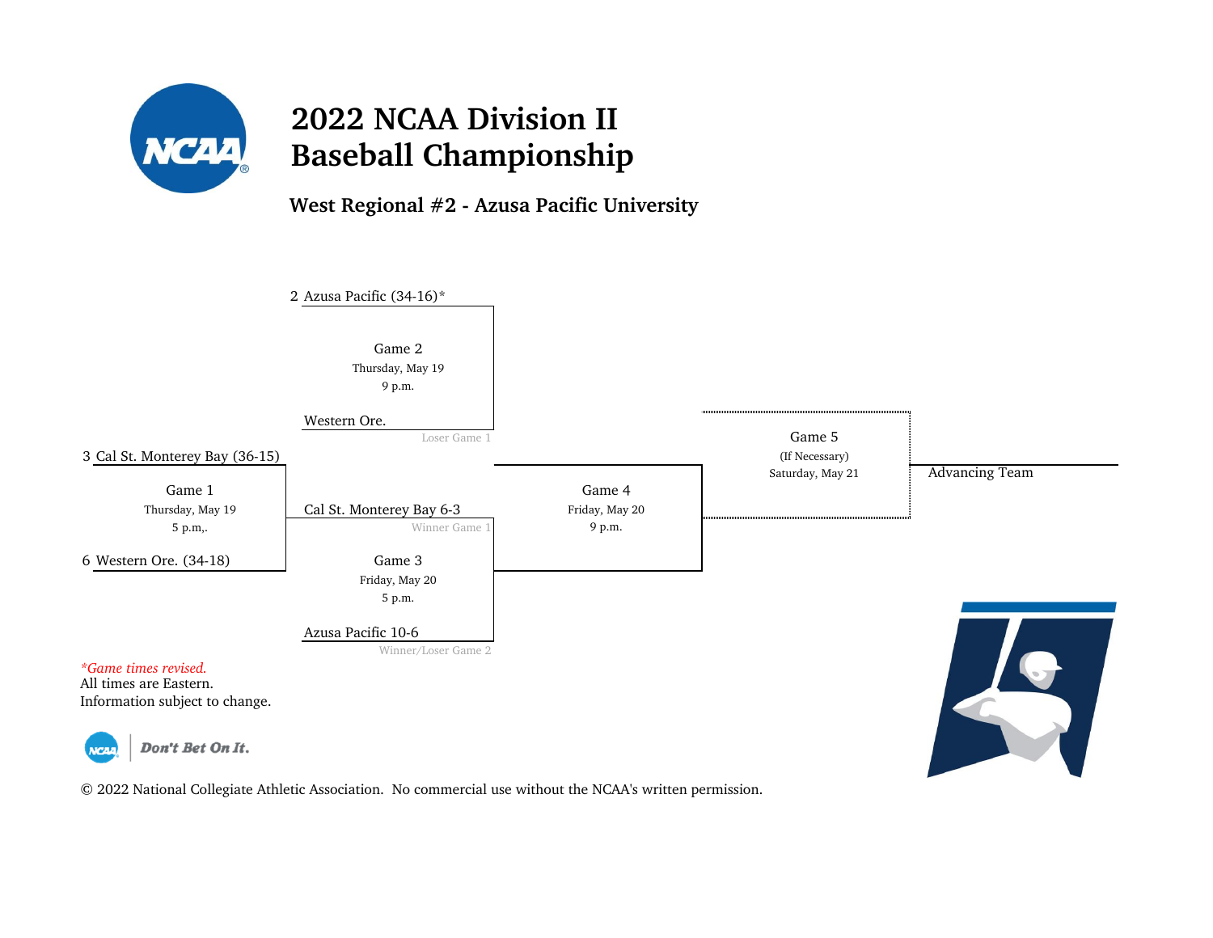# 2022 NCAA Division II Baseball Championship

## West Regional #2 - Azusa Pacific University

2 Azusa Pacific (34-16)*

Game 2
Thursday, May 19
9 p.m.

Western Ore.
Loser Game 1

3 Cal St. Monterey Bay (36-15)

Game 1
Thursday, May 19
5 p.m,.

6 Western Ore. (34-18)

Cal St. Monterey Bay 6-3
Winner Game 1

Game 3
Friday, May 20
5 p.m.

Azusa Pacific 10-6
Winner/Loser Game 2

Game 4
Friday, May 20
9 p.m.

Game 5
(If Necessary)
Saturday, May 21

Advancing Team

*Game times revised.*
All times are Eastern.
Information subject to change.

Don't Bet On It.

© 2022 National Collegiate Athletic Association. No commercial use without the NCAA's written permission.